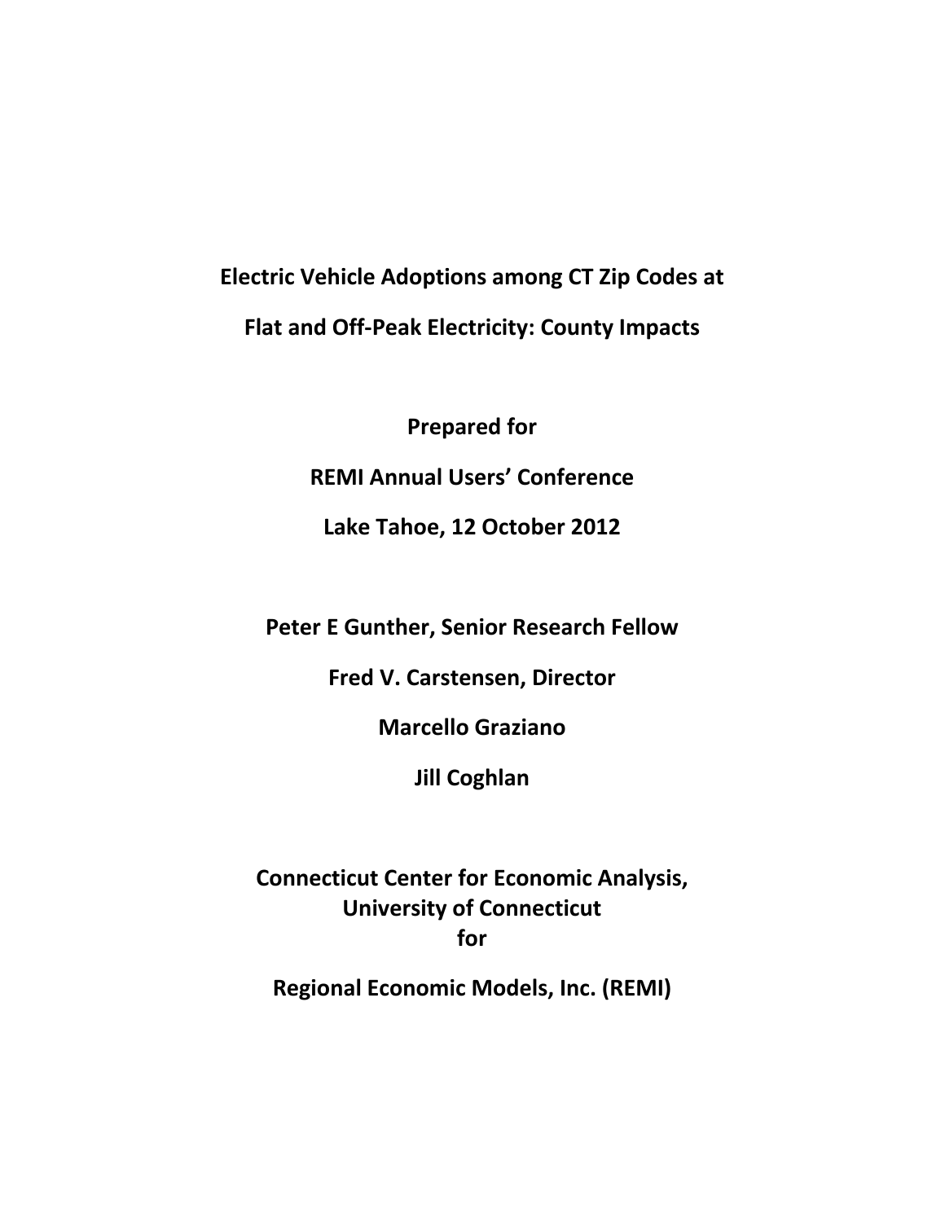# Electric Vehicle Adoptions among CT Zip Codes at Flat and Off-Peak Electricity: County Impacts

**Prepared for**

**REMI Annual Users' Conference**

**Lake Tahoe, 12 October 2012**

**Peter E Gunther, Senior Research Fellow**

**Fred V. Carstensen, Director**

**Marcello Graziano**

**Jill Coghlan**

**Connecticut Center for Economic Analysis,**
**University of Connecticut**
**for**

**Regional Economic Models, Inc. (REMI)**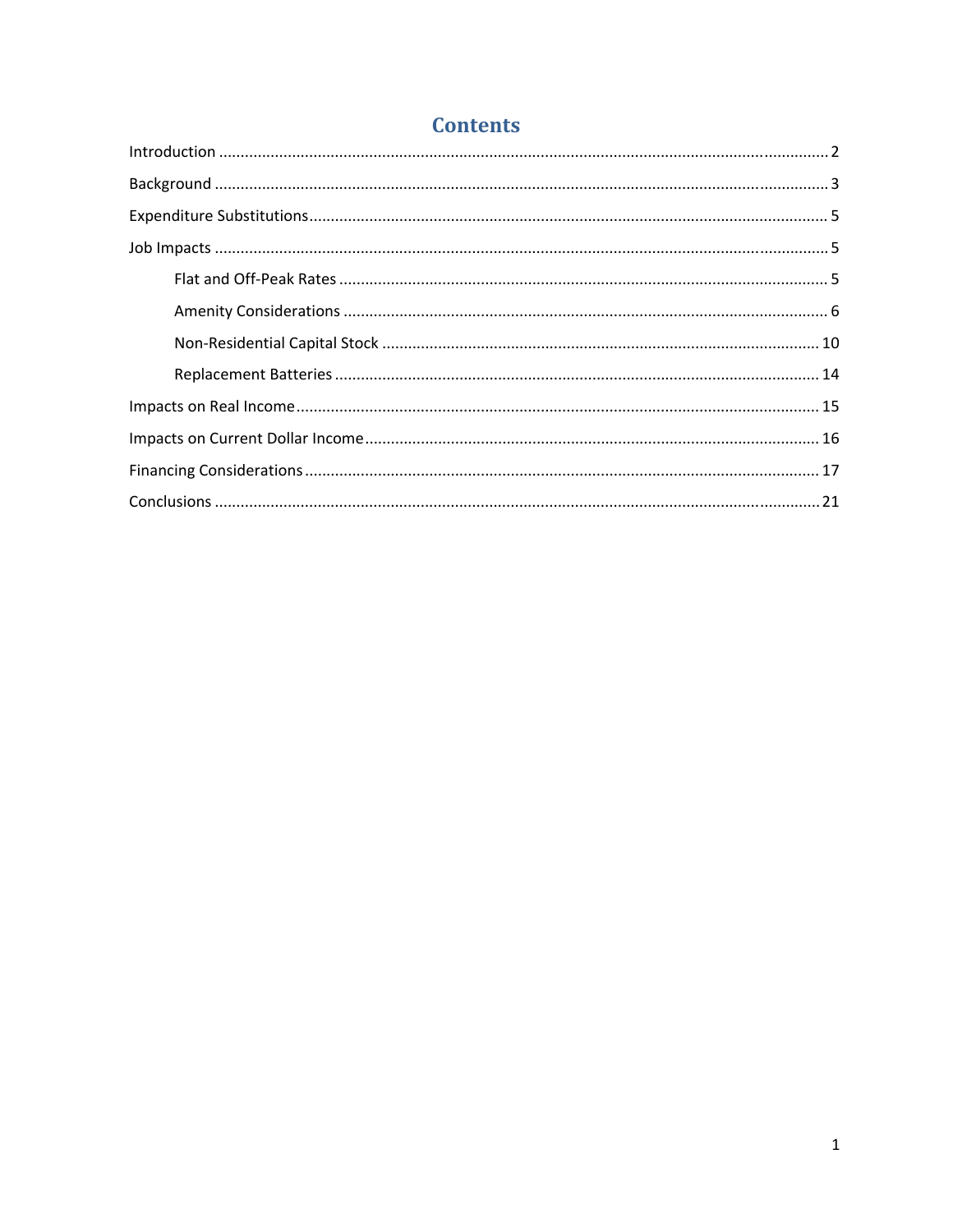# Contents

- Introduction ... 2
- Background ... 3
- Expenditure Substitutions ... 5
- Job Impacts ... 5
    - Flat and Off-Peak Rates ... 5
    - Amenity Considerations ... 6
    - Non-Residential Capital Stock ... 10
    - Replacement Batteries ... 14
- Impacts on Real Income ... 15
- Impacts on Current Dollar Income ... 16
- Financing Considerations ... 17
- Conclusions ... 21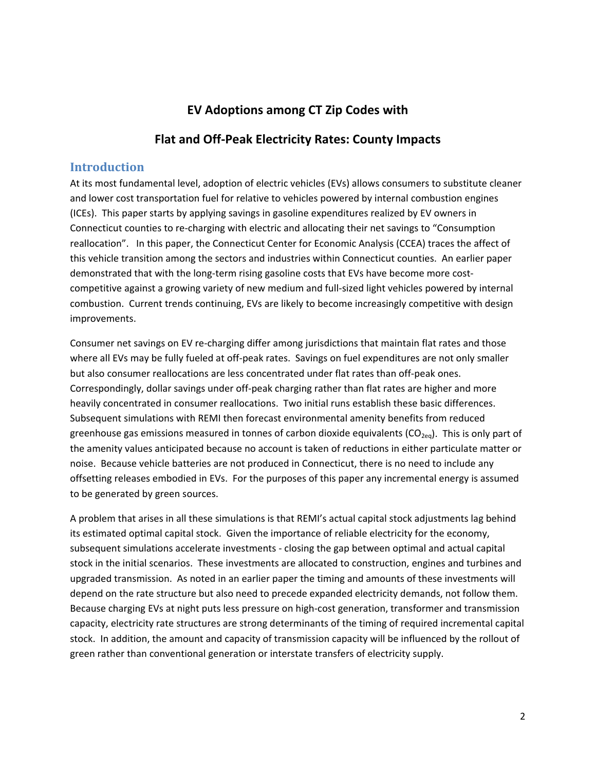# EV Adoptions among CT Zip Codes with

# Flat and Off-Peak Electricity Rates: County Impacts

## Introduction

At its most fundamental level, adoption of electric vehicles (EVs) allows consumers to substitute cleaner and lower cost transportation fuel for relative to vehicles powered by internal combustion engines (ICEs). This paper starts by applying savings in gasoline expenditures realized by EV owners in Connecticut counties to re-charging with electric and allocating their net savings to "Consumption reallocation". In this paper, the Connecticut Center for Economic Analysis (CCEA) traces the affect of this vehicle transition among the sectors and industries within Connecticut counties. An earlier paper demonstrated that with the long-term rising gasoline costs that EVs have become more cost-competitive against a growing variety of new medium and full-sized light vehicles powered by internal combustion. Current trends continuing, EVs are likely to become increasingly competitive with design improvements.

Consumer net savings on EV re-charging differ among jurisdictions that maintain flat rates and those where all EVs may be fully fueled at off-peak rates. Savings on fuel expenditures are not only smaller but also consumer reallocations are less concentrated under flat rates than off-peak ones. Correspondingly, dollar savings under off-peak charging rather than flat rates are higher and more heavily concentrated in consumer reallocations. Two initial runs establish these basic differences. Subsequent simulations with REMI then forecast environmental amenity benefits from reduced greenhouse gas emissions measured in tonnes of carbon dioxide equivalents ($CO_{2eq}$). This is only part of the amenity values anticipated because no account is taken of reductions in either particulate matter or noise. Because vehicle batteries are not produced in Connecticut, there is no need to include any offsetting releases embodied in EVs. For the purposes of this paper any incremental energy is assumed to be generated by green sources.

A problem that arises in all these simulations is that REMI's actual capital stock adjustments lag behind its estimated optimal capital stock. Given the importance of reliable electricity for the economy, subsequent simulations accelerate investments - closing the gap between optimal and actual capital stock in the initial scenarios. These investments are allocated to construction, engines and turbines and upgraded transmission. As noted in an earlier paper the timing and amounts of these investments will depend on the rate structure but also need to precede expanded electricity demands, not follow them. Because charging EVs at night puts less pressure on high-cost generation, transformer and transmission capacity, electricity rate structures are strong determinants of the timing of required incremental capital stock. In addition, the amount and capacity of transmission capacity will be influenced by the rollout of green rather than conventional generation or interstate transfers of electricity supply.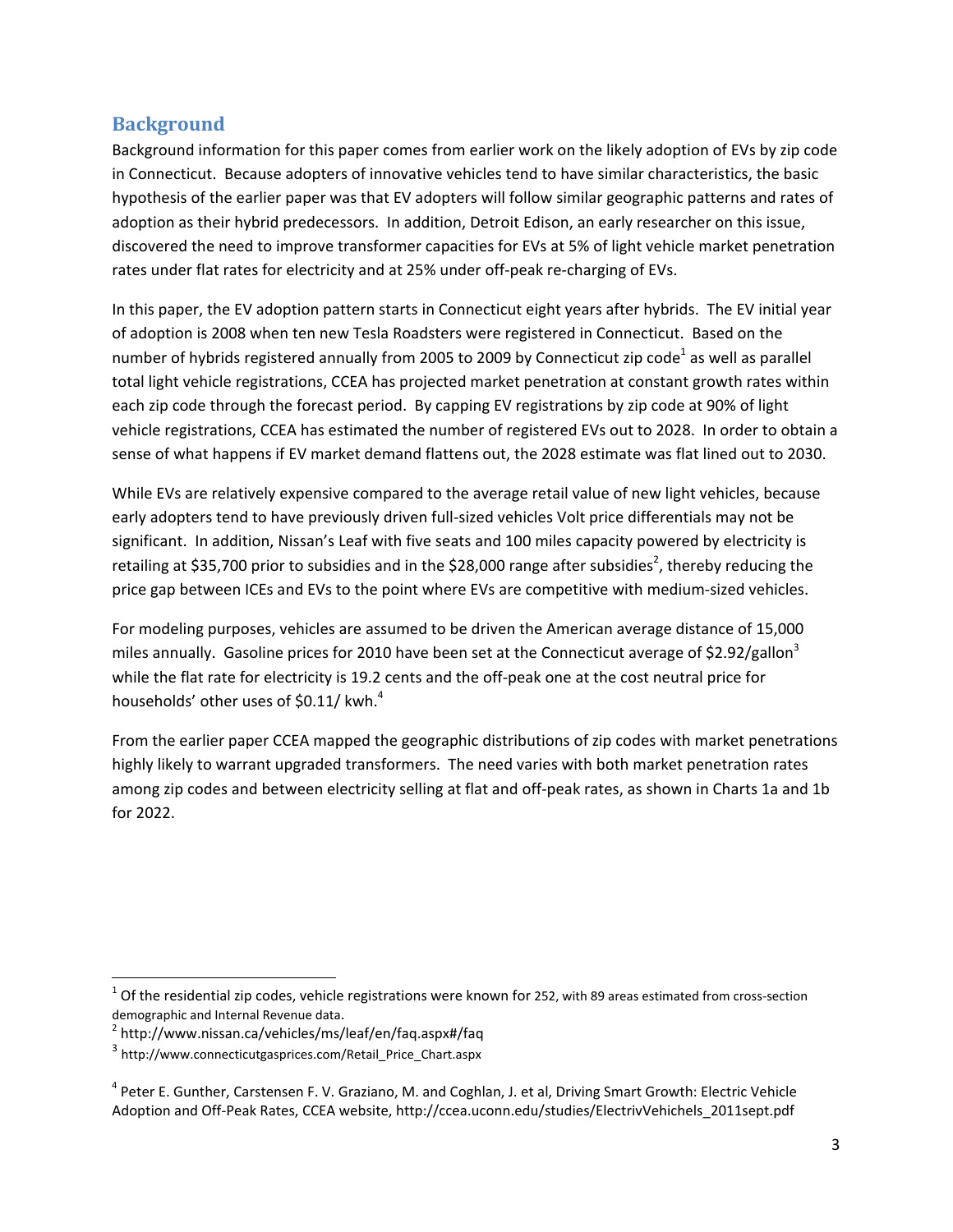## Background

Background information for this paper comes from earlier work on the likely adoption of EVs by zip code in Connecticut. Because adopters of innovative vehicles tend to have similar characteristics, the basic hypothesis of the earlier paper was that EV adopters will follow similar geographic patterns and rates of adoption as their hybrid predecessors. In addition, Detroit Edison, an early researcher on this issue, discovered the need to improve transformer capacities for EVs at 5% of light vehicle market penetration rates under flat rates for electricity and at 25% under off-peak re-charging of EVs.

In this paper, the EV adoption pattern starts in Connecticut eight years after hybrids. The EV initial year of adoption is 2008 when ten new Tesla Roadsters were registered in Connecticut. Based on the number of hybrids registered annually from 2005 to 2009 by Connecticut zip code[1] as well as parallel total light vehicle registrations, CCEA has projected market penetration at constant growth rates within each zip code through the forecast period. By capping EV registrations by zip code at 90% of light vehicle registrations, CCEA has estimated the number of registered EVs out to 2028. In order to obtain a sense of what happens if EV market demand flattens out, the 2028 estimate was flat lined out to 2030.

While EVs are relatively expensive compared to the average retail value of new light vehicles, because early adopters tend to have previously driven full-sized vehicles Volt price differentials may not be significant. In addition, Nissan's Leaf with five seats and 100 miles capacity powered by electricity is retailing at $35,700 prior to subsidies and in the $28,000 range after subsidies[2], thereby reducing the price gap between ICEs and EVs to the point where EVs are competitive with medium-sized vehicles.

For modeling purposes, vehicles are assumed to be driven the American average distance of 15,000 miles annually. Gasoline prices for 2010 have been set at the Connecticut average of $2.92/gallon[3] while the flat rate for electricity is 19.2 cents and the off-peak one at the cost neutral price for households' other uses of $0.11/ kwh.[4]

From the earlier paper CCEA mapped the geographic distributions of zip codes with market penetrations highly likely to warrant upgraded transformers. The need varies with both market penetration rates among zip codes and between electricity selling at flat and off-peak rates, as shown in Charts 1a and 1b for 2022.

---

[1] Of the residential zip codes, vehicle registrations were known for 252, with 89 areas estimated from cross-section demographic and Internal Revenue data.

[2] http://www.nissan.ca/vehicles/ms/leaf/en/faq.aspx#/faq

[3] http://www.connecticutgasprices.com/Retail_Price_Chart.aspx

[4] Peter E. Gunther, Carstensen F. V. Graziano, M. and Coghlan, J. et al, Driving Smart Growth: Electric Vehicle Adoption and Off-Peak Rates, CCEA website, http://ccea.uconn.edu/studies/ElectrivVehichels_2011sept.pdf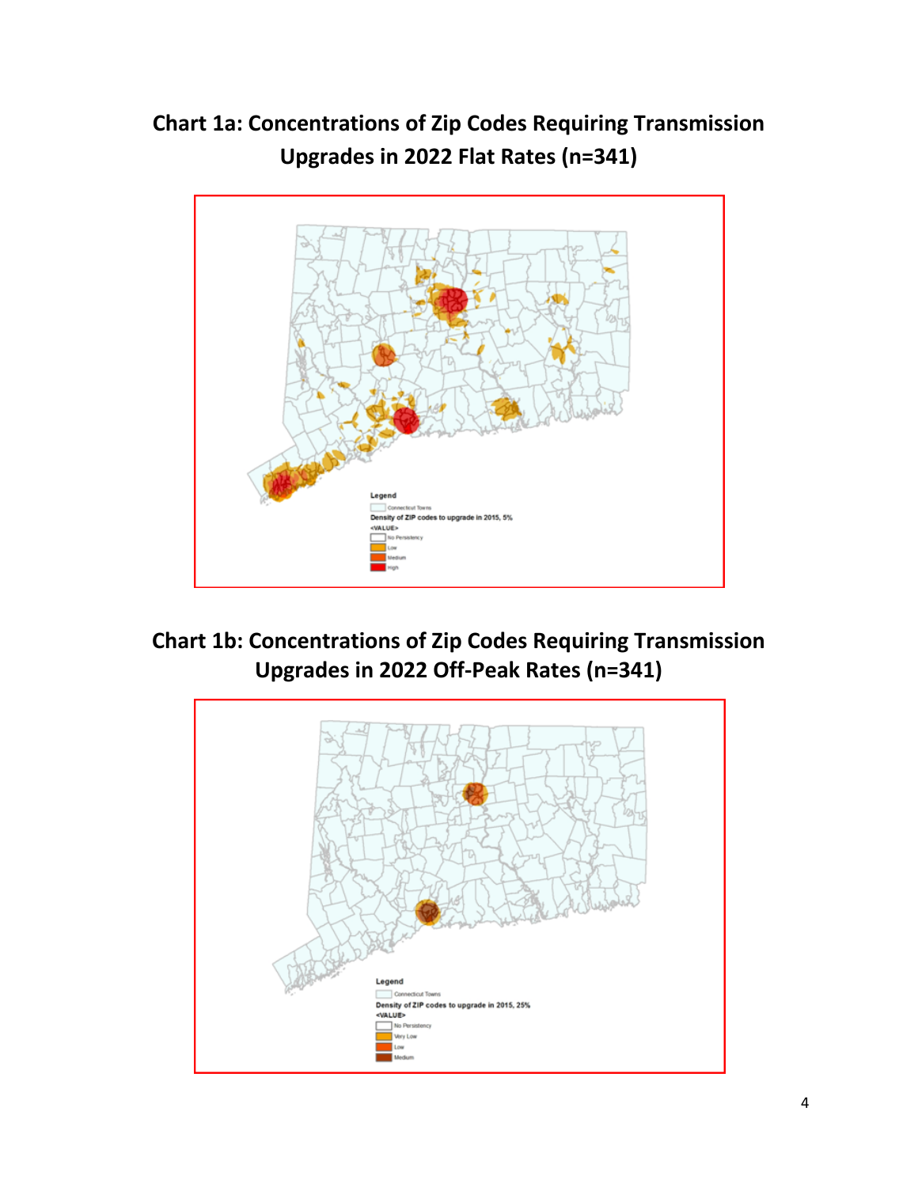**Chart 1a: Concentrations of Zip Codes Requiring Transmission Upgrades in 2022 Flat Rates (n=341)**

**Chart 1b: Concentrations of Zip Codes Requiring Transmission Upgrades in 2022 Off-Peak Rates (n=341)**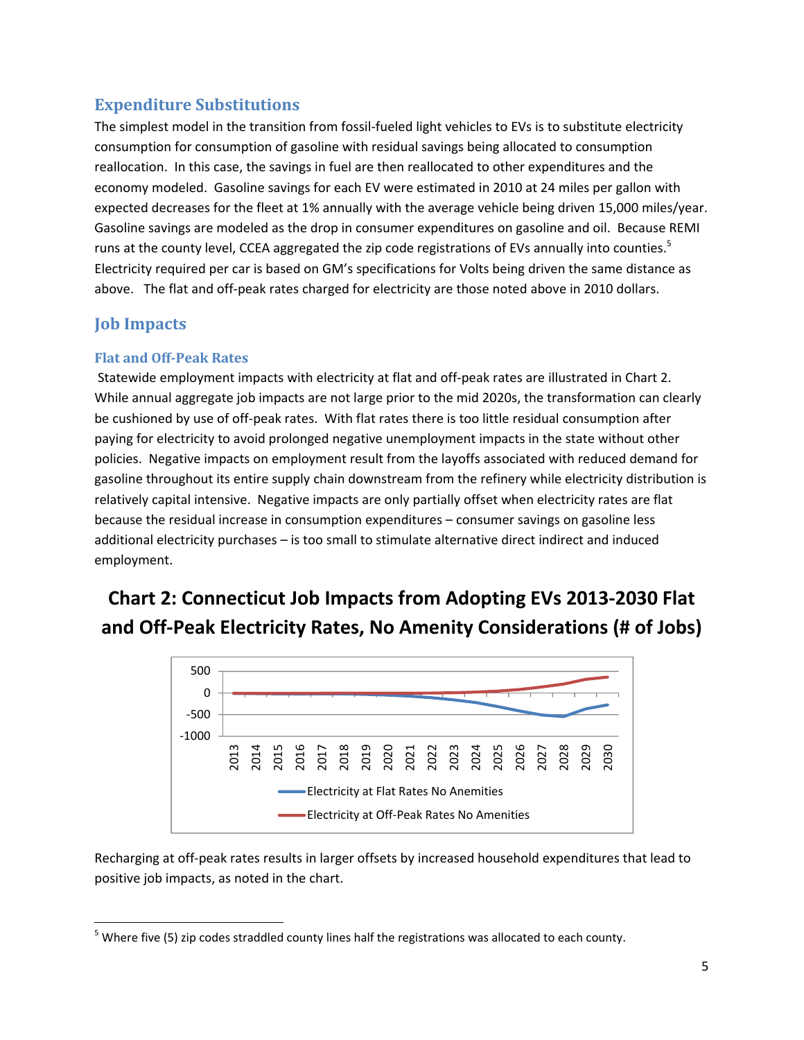## Expenditure Substitutions

The simplest model in the transition from fossil-fueled light vehicles to EVs is to substitute electricity consumption for consumption of gasoline with residual savings being allocated to consumption reallocation. In this case, the savings in fuel are then reallocated to other expenditures and the economy modeled. Gasoline savings for each EV were estimated in 2010 at 24 miles per gallon with expected decreases for the fleet at 1% annually with the average vehicle being driven 15,000 miles/year. Gasoline savings are modeled as the drop in consumer expenditures on gasoline and oil. Because REMI runs at the county level, CCEA aggregated the zip code registrations of EVs annually into counties.[5] Electricity required per car is based on GM's specifications for Volts being driven the same distance as above. The flat and off-peak rates charged for electricity are those noted above in 2010 dollars.

## Job Impacts

### Flat and Off-Peak Rates

Statewide employment impacts with electricity at flat and off-peak rates are illustrated in Chart 2. While annual aggregate job impacts are not large prior to the mid 2020s, the transformation can clearly be cushioned by use of off-peak rates. With flat rates there is too little residual consumption after paying for electricity to avoid prolonged negative unemployment impacts in the state without other policies. Negative impacts on employment result from the layoffs associated with reduced demand for gasoline throughout its entire supply chain downstream from the refinery while electricity distribution is relatively capital intensive. Negative impacts are only partially offset when electricity rates are flat because the residual increase in consumption expenditures – consumer savings on gasoline less additional electricity purchases – is too small to stimulate alternative direct indirect and induced employment.

**Chart 2: Connecticut Job Impacts from Adopting EVs 2013-2030 Flat and Off-Peak Electricity Rates, No Amenity Considerations (# of Jobs)**

Recharging at off-peak rates results in larger offsets by increased household expenditures that lead to positive job impacts, as noted in the chart.

---

[5] Where five (5) zip codes straddled county lines half the registrations was allocated to each county.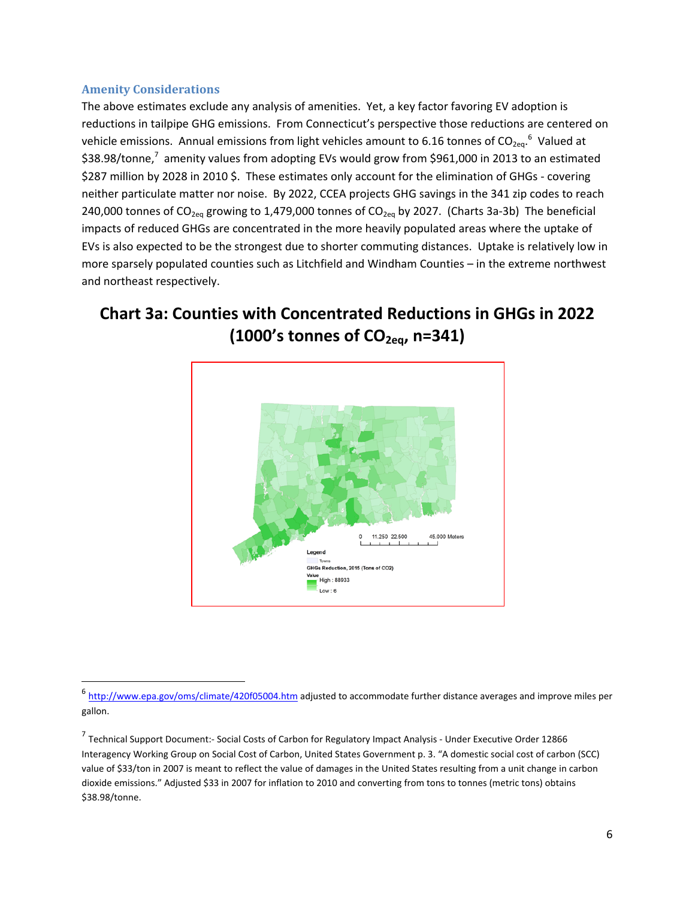## Amenity Considerations

The above estimates exclude any analysis of amenities. Yet, a key factor favoring EV adoption is reductions in tailpipe GHG emissions. From Connecticut's perspective those reductions are centered on vehicle emissions. Annual emissions from light vehicles amount to 6.16 tonnes of $CO_{2eq}$.[6] Valued at \$38.98/tonne,[7] amenity values from adopting EVs would grow from \$961,000 in 2013 to an estimated \$287 million by 2028 in 2010 \$. These estimates only account for the elimination of GHGs - covering neither particulate matter nor noise. By 2022, CCEA projects GHG savings in the 341 zip codes to reach 240,000 tonnes of $CO_{2eq}$ growing to 1,479,000 tonnes of $CO_{2eq}$ by 2027. (Charts 3a-3b) The beneficial impacts of reduced GHGs are concentrated in the more heavily populated areas where the uptake of EVs is also expected to be the strongest due to shorter commuting distances. Uptake is relatively low in more sparsely populated counties such as Litchfield and Windham Counties – in the extreme northwest and northeast respectively.

## Chart 3a: Counties with Concentrated Reductions in GHGs in 2022 (1000's tonnes of $CO_{2eq}$, n=341)

0 11,250 22,500 45,000 Meters

Legend

Towns

GHGs Reduction, 2015 (Tons of CO2)

Value

High : 88933

Low : 6

---

[6] http://www.epa.gov/oms/climate/420f05004.htm adjusted to accommodate further distance averages and improve miles per gallon.

[7] Technical Support Document:- Social Costs of Carbon for Regulatory Impact Analysis - Under Executive Order 12866 Interagency Working Group on Social Cost of Carbon, United States Government p. 3. "A domestic social cost of carbon (SCC) value of \$33/ton in 2007 is meant to reflect the value of damages in the United States resulting from a unit change in carbon dioxide emissions." Adjusted \$33 in 2007 for inflation to 2010 and converting from tons to tonnes (metric tons) obtains \$38.98/tonne.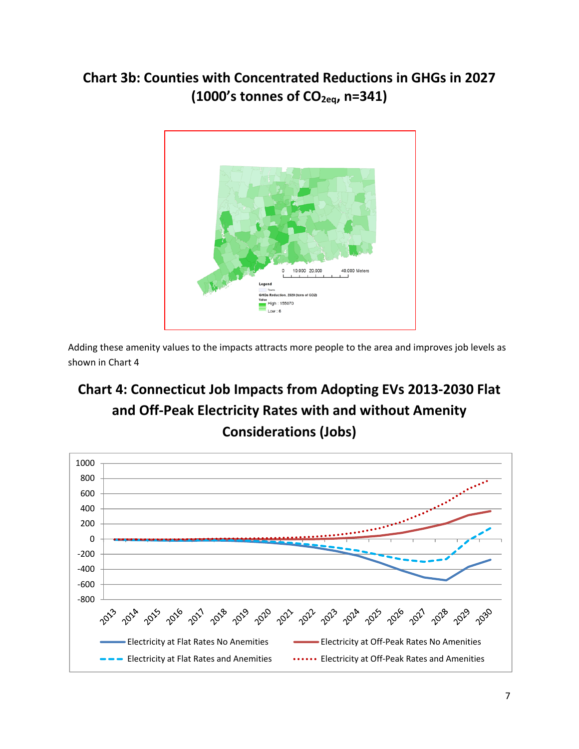## Chart 3b: Counties with Concentrated Reductions in GHGs in 2027 (1000's tonnes of $CO_{2eq}$, n=341)

Adding these amenity values to the impacts attracts more people to the area and improves job levels as shown in Chart 4

## Chart 4: Connecticut Job Impacts from Adopting EVs 2013-2030 Flat and Off-Peak Electricity Rates with and without Amenity Considerations (Jobs)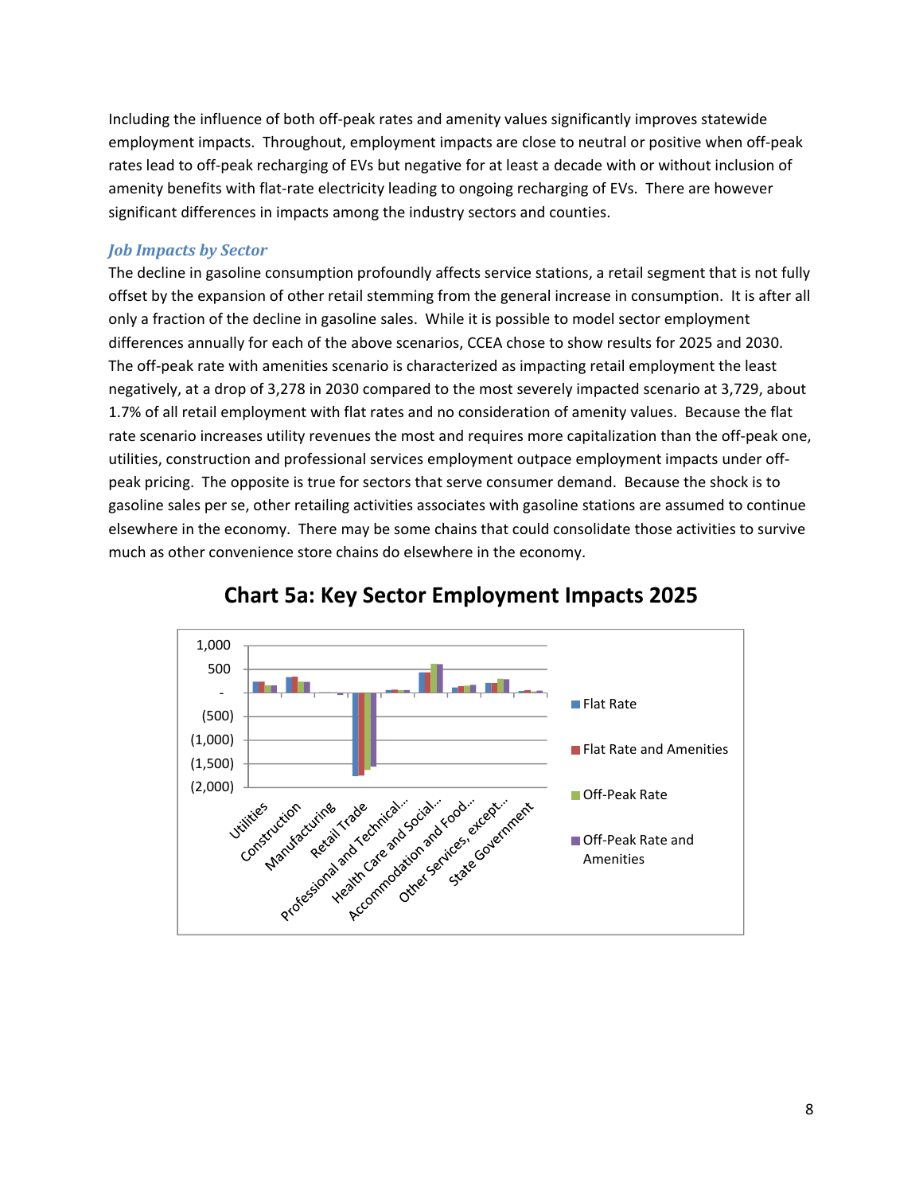Including the influence of both off-peak rates and amenity values significantly improves statewide employment impacts. Throughout, employment impacts are close to neutral or positive when off-peak rates lead to off-peak recharging of EVs but negative for at least a decade with or without inclusion of amenity benefits with flat-rate electricity leading to ongoing recharging of EVs. There are however significant differences in impacts among the industry sectors and counties.

### *Job Impacts by Sector*

The decline in gasoline consumption profoundly affects service stations, a retail segment that is not fully offset by the expansion of other retail stemming from the general increase in consumption. It is after all only a fraction of the decline in gasoline sales. While it is possible to model sector employment differences annually for each of the above scenarios, CCEA chose to show results for 2025 and 2030. The off-peak rate with amenities scenario is characterized as impacting retail employment the least negatively, at a drop of 3,278 in 2030 compared to the most severely impacted scenario at 3,729, about 1.7% of all retail employment with flat rates and no consideration of amenity values. Because the flat rate scenario increases utility revenues the most and requires more capitalization than the off-peak one, utilities, construction and professional services employment outpace employment impacts under off-peak pricing. The opposite is true for sectors that serve consumer demand. Because the shock is to gasoline sales per se, other retailing activities associates with gasoline stations are assumed to continue elsewhere in the economy. There may be some chains that could consolidate those activities to survive much as other convenience store chains do elsewhere in the economy.

**Chart 5a: Key Sector Employment Impacts 2025**

Y-axis: 1,000; 500; -; (500); (1,000); (1,500); (2,000)

Categories: Utilities; Construction; Manufacturing; Retail Trade; Professional and Technical...; Health Care and Social...; Accommodation and Food...; Other Services, except...; State Government

Legend: Flat Rate; Flat Rate and Amenities; Off-Peak Rate; Off-Peak Rate and Amenities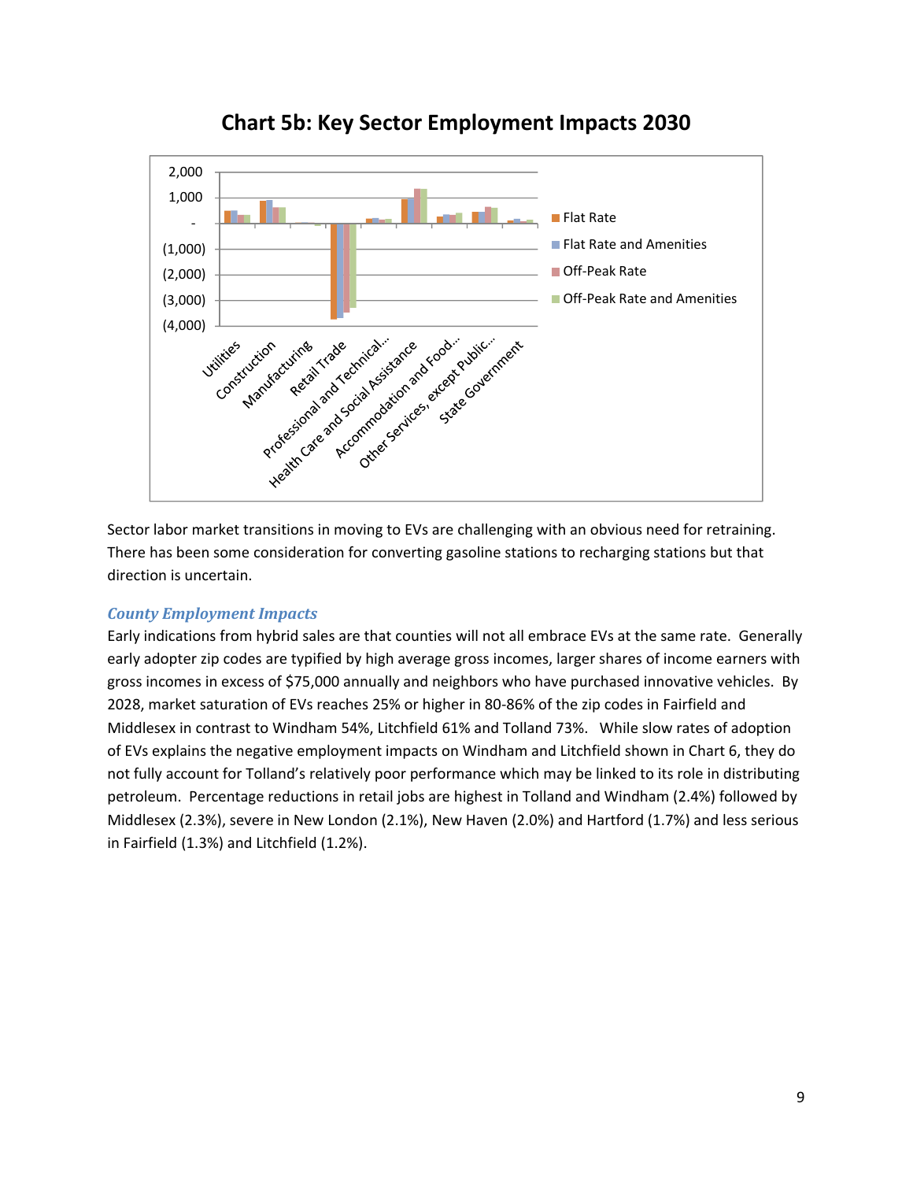## Chart 5b: Key Sector Employment Impacts 2030

Sector labor market transitions in moving to EVs are challenging with an obvious need for retraining. There has been some consideration for converting gasoline stations to recharging stations but that direction is uncertain.

### *County Employment Impacts*

Early indications from hybrid sales are that counties will not all embrace EVs at the same rate. Generally early adopter zip codes are typified by high average gross incomes, larger shares of income earners with gross incomes in excess of $75,000 annually and neighbors who have purchased innovative vehicles. By 2028, market saturation of EVs reaches 25% or higher in 80-86% of the zip codes in Fairfield and Middlesex in contrast to Windham 54%, Litchfield 61% and Tolland 73%. While slow rates of adoption of EVs explains the negative employment impacts on Windham and Litchfield shown in Chart 6, they do not fully account for Tolland's relatively poor performance which may be linked to its role in distributing petroleum. Percentage reductions in retail jobs are highest in Tolland and Windham (2.4%) followed by Middlesex (2.3%), severe in New London (2.1%), New Haven (2.0%) and Hartford (1.7%) and less serious in Fairfield (1.3%) and Litchfield (1.2%).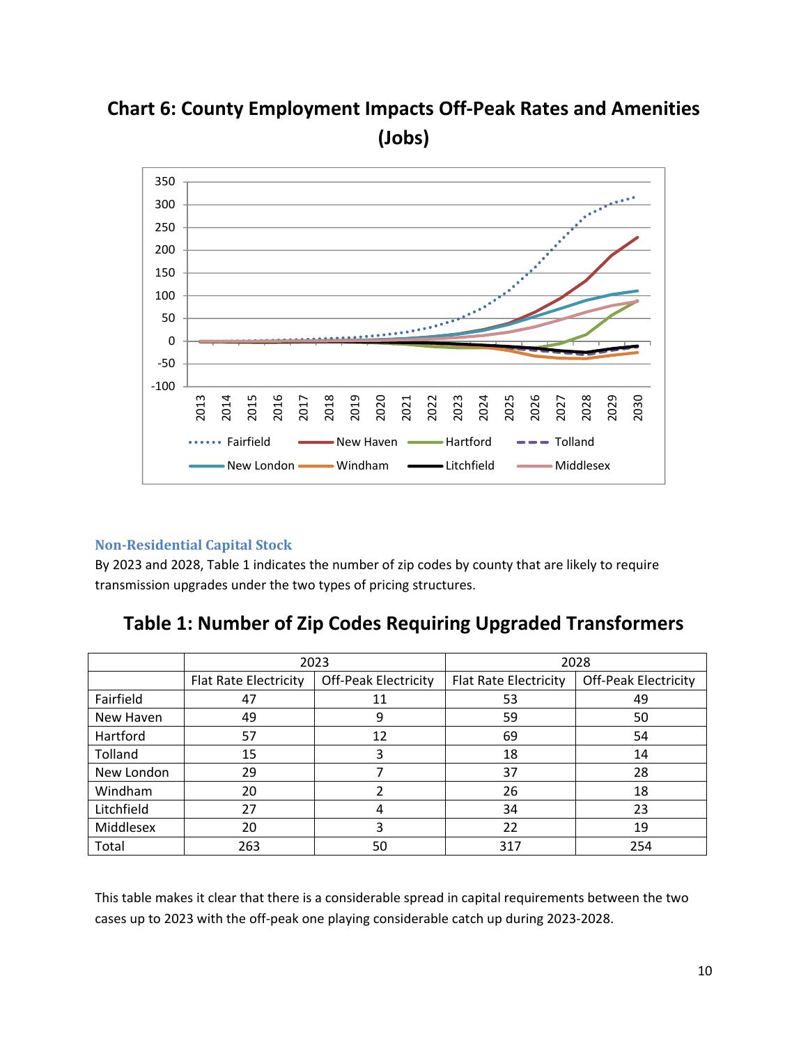## Chart 6: County Employment Impacts Off-Peak Rates and Amenities (Jobs)

### Non-Residential Capital Stock

By 2023 and 2028, Table 1 indicates the number of zip codes by county that are likely to require transmission upgrades under the two types of pricing structures.

## Table 1: Number of Zip Codes Requiring Upgraded Transformers

| | 2023 | | 2028 | |
|---|---|---|---|---|
| | Flat Rate Electricity | Off-Peak Electricity | Flat Rate Electricity | Off-Peak Electricity |
| Fairfield | 47 | 11 | 53 | 49 |
| New Haven | 49 | 9 | 59 | 50 |
| Hartford | 57 | 12 | 69 | 54 |
| Tolland | 15 | 3 | 18 | 14 |
| New London | 29 | 7 | 37 | 28 |
| Windham | 20 | 2 | 26 | 18 |
| Litchfield | 27 | 4 | 34 | 23 |
| Middlesex | 20 | 3 | 22 | 19 |
| Total | 263 | 50 | 317 | 254 |

This table makes it clear that there is a considerable spread in capital requirements between the two cases up to 2023 with the off-peak one playing considerable catch up during 2023-2028.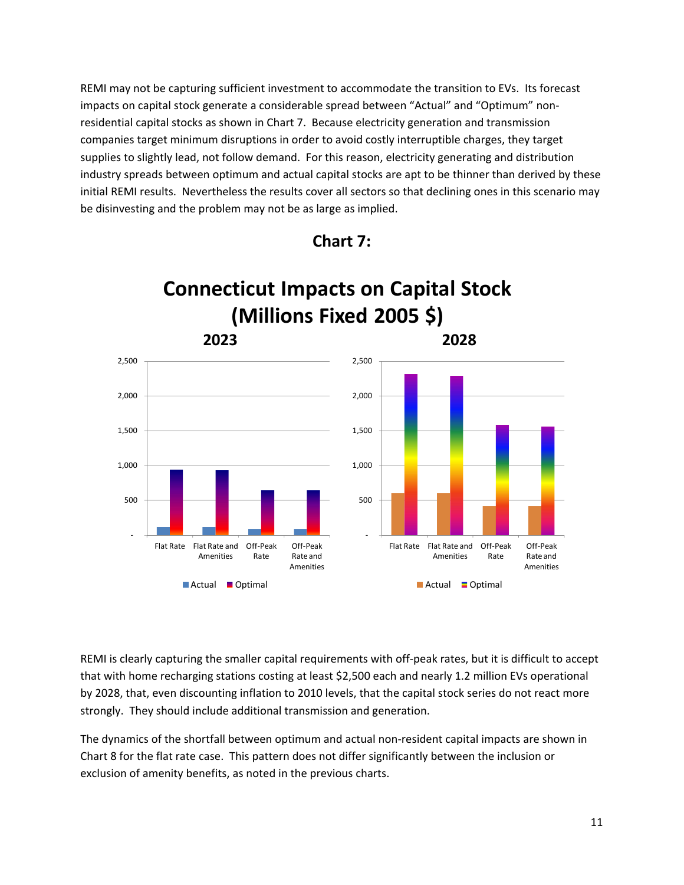REMI may not be capturing sufficient investment to accommodate the transition to EVs. Its forecast impacts on capital stock generate a considerable spread between "Actual" and "Optimum" non-residential capital stocks as shown in Chart 7. Because electricity generation and transmission companies target minimum disruptions in order to avoid costly interruptible charges, they target supplies to slightly lead, not follow demand. For this reason, electricity generating and distribution industry spreads between optimum and actual capital stocks are apt to be thinner than derived by these initial REMI results. Nevertheless the results cover all sectors so that declining ones in this scenario may be disinvesting and the problem may not be as large as implied.

**Chart 7:**

**Connecticut Impacts on Capital Stock (Millions Fixed 2005 $)**

**2023**

**2028**

Flat Rate | Flat Rate and Amenities | Off-Peak Rate | Off-Peak Rate and Amenities

Actual | Optimal

REMI is clearly capturing the smaller capital requirements with off-peak rates, but it is difficult to accept that with home recharging stations costing at least $2,500 each and nearly 1.2 million EVs operational by 2028, that, even discounting inflation to 2010 levels, that the capital stock series do not react more strongly. They should include additional transmission and generation.

The dynamics of the shortfall between optimum and actual non-resident capital impacts are shown in Chart 8 for the flat rate case. This pattern does not differ significantly between the inclusion or exclusion of amenity benefits, as noted in the previous charts.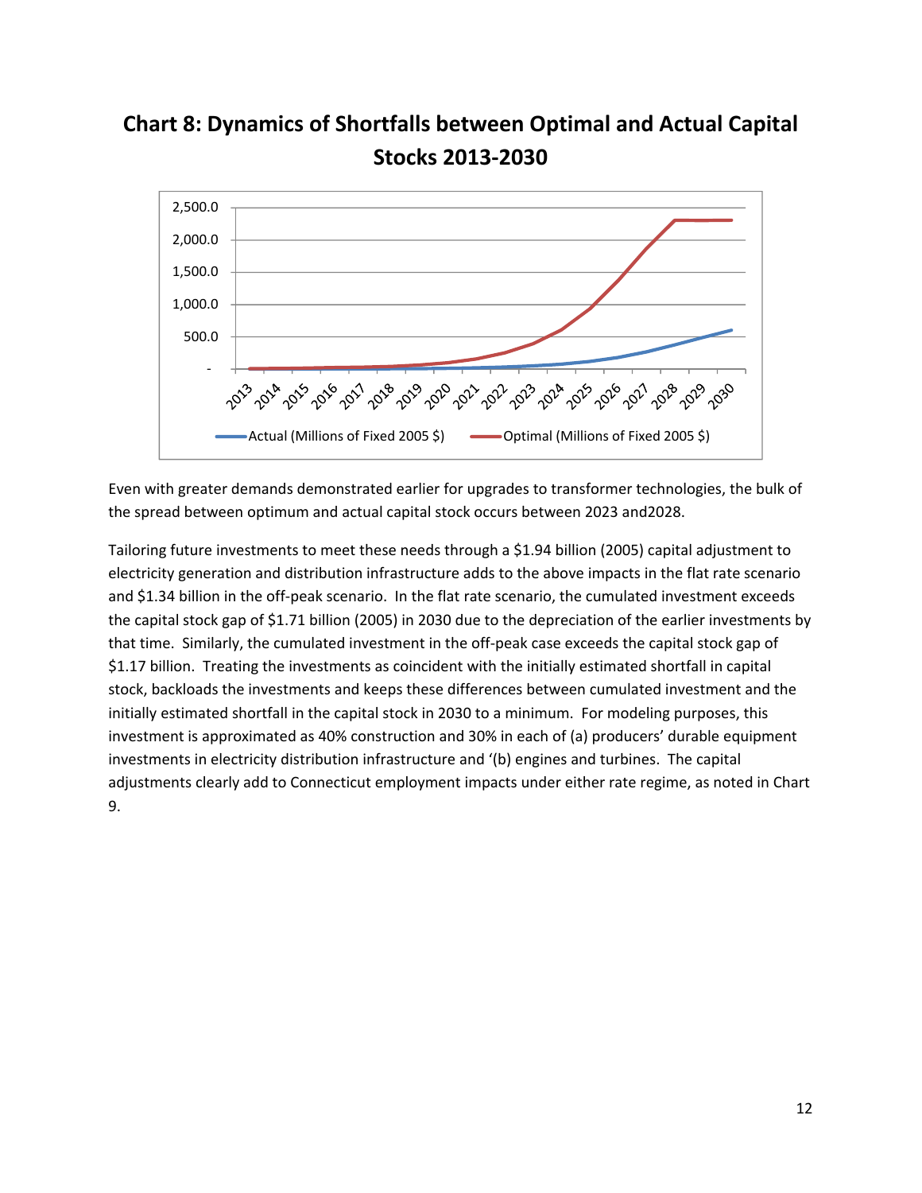## Chart 8: Dynamics of Shortfalls between Optimal and Actual Capital Stocks 2013-2030

Even with greater demands demonstrated earlier for upgrades to transformer technologies, the bulk of the spread between optimum and actual capital stock occurs between 2023 and2028.

Tailoring future investments to meet these needs through a $1.94 billion (2005) capital adjustment to electricity generation and distribution infrastructure adds to the above impacts in the flat rate scenario and $1.34 billion in the off-peak scenario. In the flat rate scenario, the cumulated investment exceeds the capital stock gap of $1.71 billion (2005) in 2030 due to the depreciation of the earlier investments by that time. Similarly, the cumulated investment in the off-peak case exceeds the capital stock gap of $1.17 billion. Treating the investments as coincident with the initially estimated shortfall in capital stock, backloads the investments and keeps these differences between cumulated investment and the initially estimated shortfall in the capital stock in 2030 to a minimum. For modeling purposes, this investment is approximated as 40% construction and 30% in each of (a) producers' durable equipment investments in electricity distribution infrastructure and '(b) engines and turbines. The capital adjustments clearly add to Connecticut employment impacts under either rate regime, as noted in Chart 9.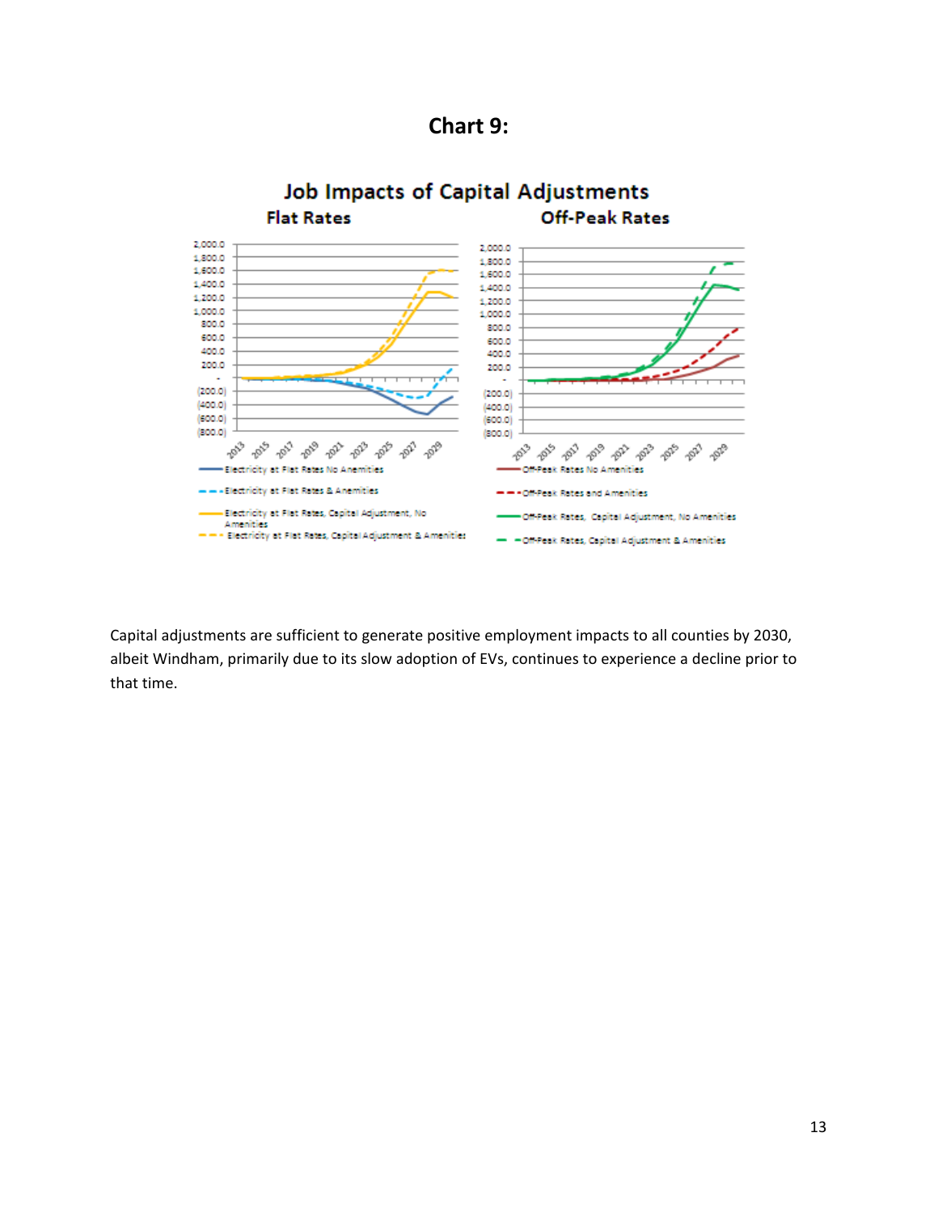# Chart 9:

Job Impacts of Capital Adjustments

Flat Rates | Off-Peak Rates

Electricity at Flat Rates No Amenities

Electricity at Flat Rates & Amenities

Electricity at Flat Rates, Capital Adjustment, No Amenities

Electricity at Flat Rates, Capital Adjustment & Amenities

Off-Peak Rates No Amenities

Off-Peak Rates and Amenities

Off-Peak Rates, Capital Adjustment, No Amenities

Off-Peak Rates, Capital Adjustment & Amenities

Capital adjustments are sufficient to generate positive employment impacts to all counties by 2030, albeit Windham, primarily due to its slow adoption of EVs, continues to experience a decline prior to that time.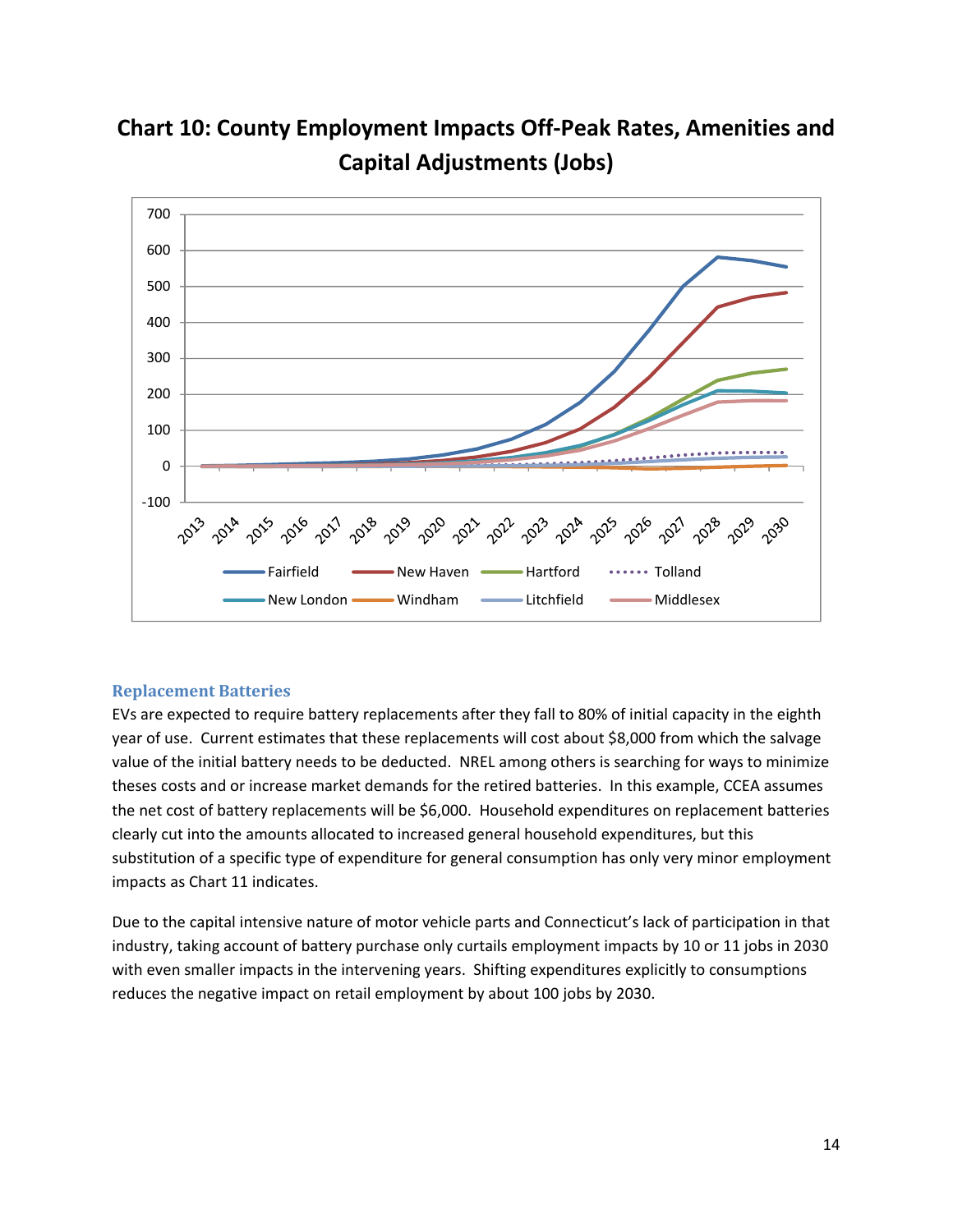## Chart 10: County Employment Impacts Off-Peak Rates, Amenities and Capital Adjustments (Jobs)

### Replacement Batteries

EVs are expected to require battery replacements after they fall to 80% of initial capacity in the eighth year of use. Current estimates that these replacements will cost about $8,000 from which the salvage value of the initial battery needs to be deducted. NREL among others is searching for ways to minimize theses costs and or increase market demands for the retired batteries. In this example, CCEA assumes the net cost of battery replacements will be $6,000. Household expenditures on replacement batteries clearly cut into the amounts allocated to increased general household expenditures, but this substitution of a specific type of expenditure for general consumption has only very minor employment impacts as Chart 11 indicates.

Due to the capital intensive nature of motor vehicle parts and Connecticut's lack of participation in that industry, taking account of battery purchase only curtails employment impacts by 10 or 11 jobs in 2030 with even smaller impacts in the intervening years. Shifting expenditures explicitly to consumptions reduces the negative impact on retail employment by about 100 jobs by 2030.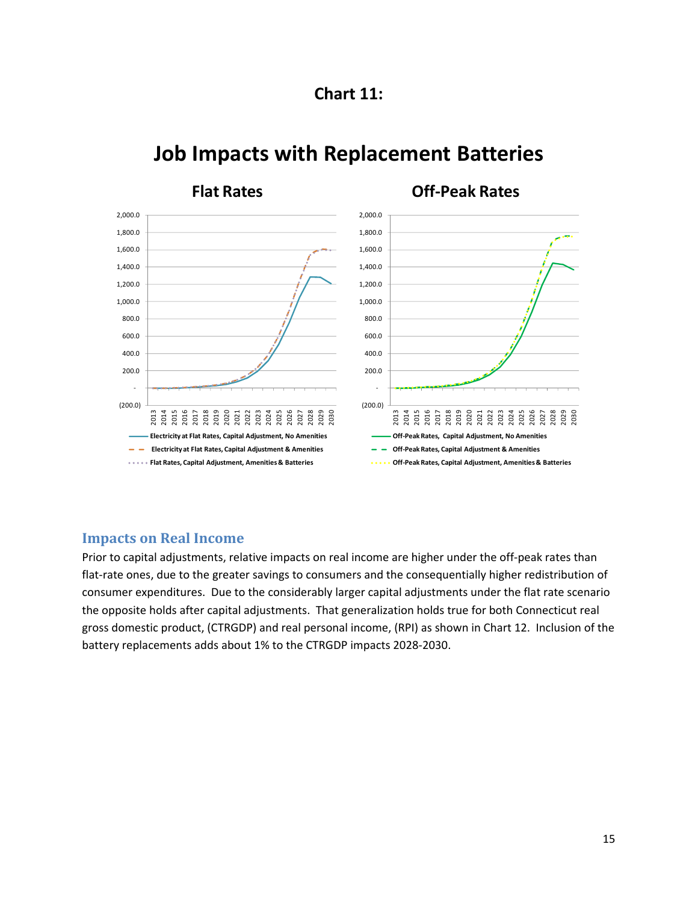## Chart 11:

# Job Impacts with Replacement Batteries

**Flat Rates** | **Off-Peak Rates**

- Electricity at Flat Rates, Capital Adjustment, No Amenities
- Electricity at Flat Rates, Capital Adjustment & Amenities
- Flat Rates, Capital Adjustment, Amenities & Batteries
- Off-Peak Rates, Capital Adjustment, No Amenities
- Off-Peak Rates, Capital Adjustment & Amenities
- Off-Peak Rates, Capital Adjustment, Amenities & Batteries

### Impacts on Real Income

Prior to capital adjustments, relative impacts on real income are higher under the off-peak rates than flat-rate ones, due to the greater savings to consumers and the consequentially higher redistribution of consumer expenditures. Due to the considerably larger capital adjustments under the flat rate scenario the opposite holds after capital adjustments. That generalization holds true for both Connecticut real gross domestic product, (CTRGDP) and real personal income, (RPI) as shown in Chart 12. Inclusion of the battery replacements adds about 1% to the CTRGDP impacts 2028-2030.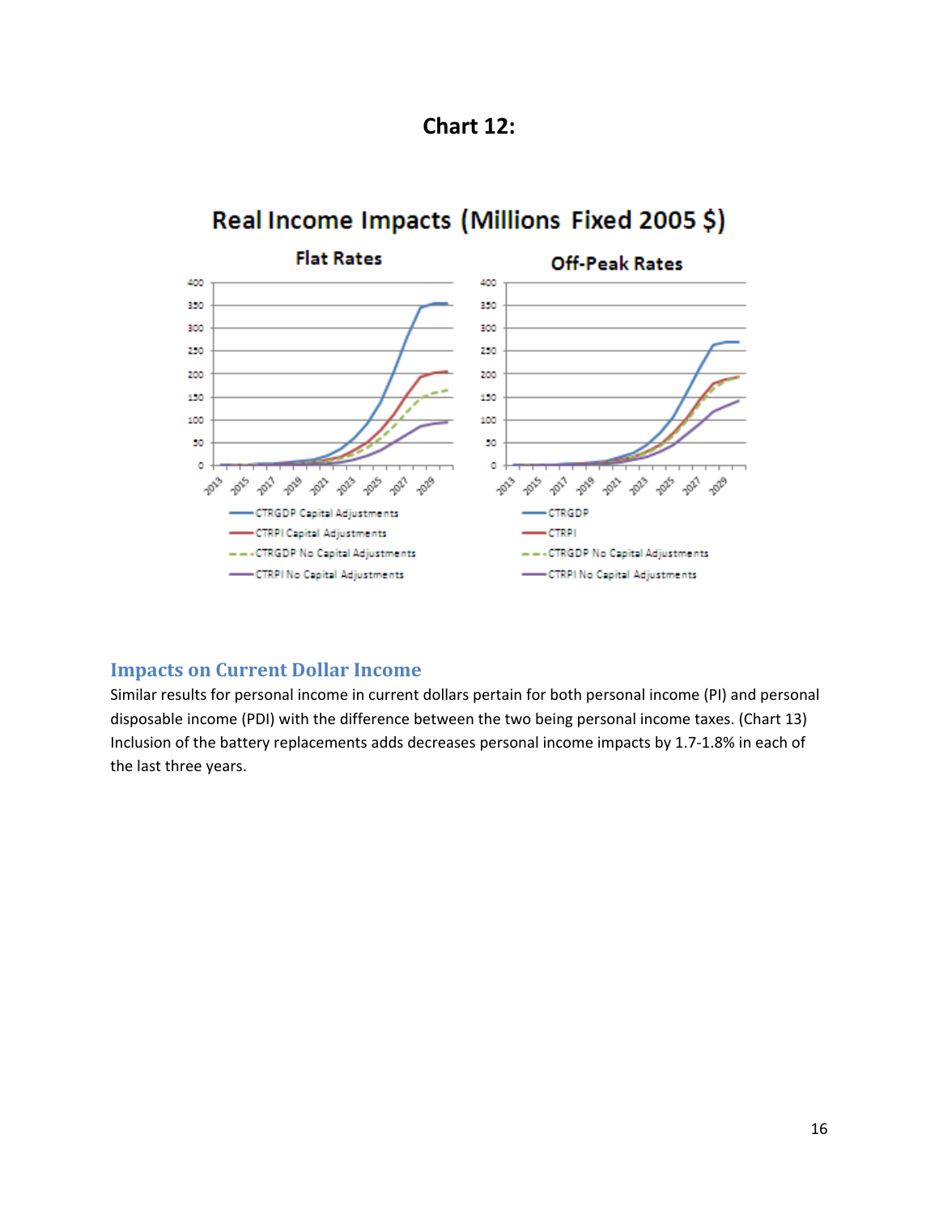## Chart 12:

## Impacts on Current Dollar Income

Similar results for personal income in current dollars pertain for both personal income (PI) and personal disposable income (PDI) with the difference between the two being personal income taxes. (Chart 13) Inclusion of the battery replacements adds decreases personal income impacts by 1.7-1.8% in each of the last three years.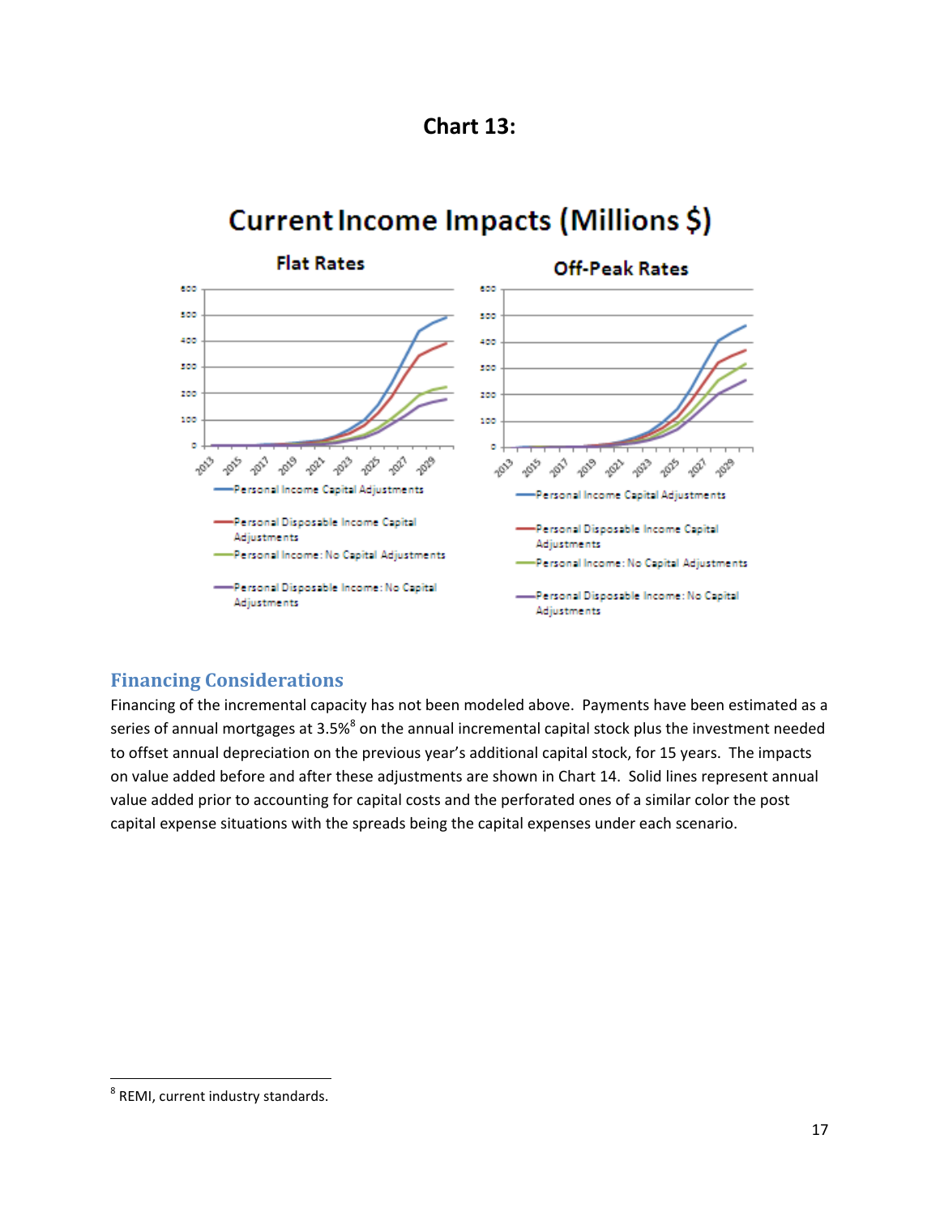**Chart 13:**

## Financing Considerations

Financing of the incremental capacity has not been modeled above. Payments have been estimated as a series of annual mortgages at 3.5%[8] on the annual incremental capital stock plus the investment needed to offset annual depreciation on the previous year's additional capital stock, for 15 years. The impacts on value added before and after these adjustments are shown in Chart 14. Solid lines represent annual value added prior to accounting for capital costs and the perforated ones of a similar color the post capital expense situations with the spreads being the capital expenses under each scenario.

---

[8] REMI, current industry standards.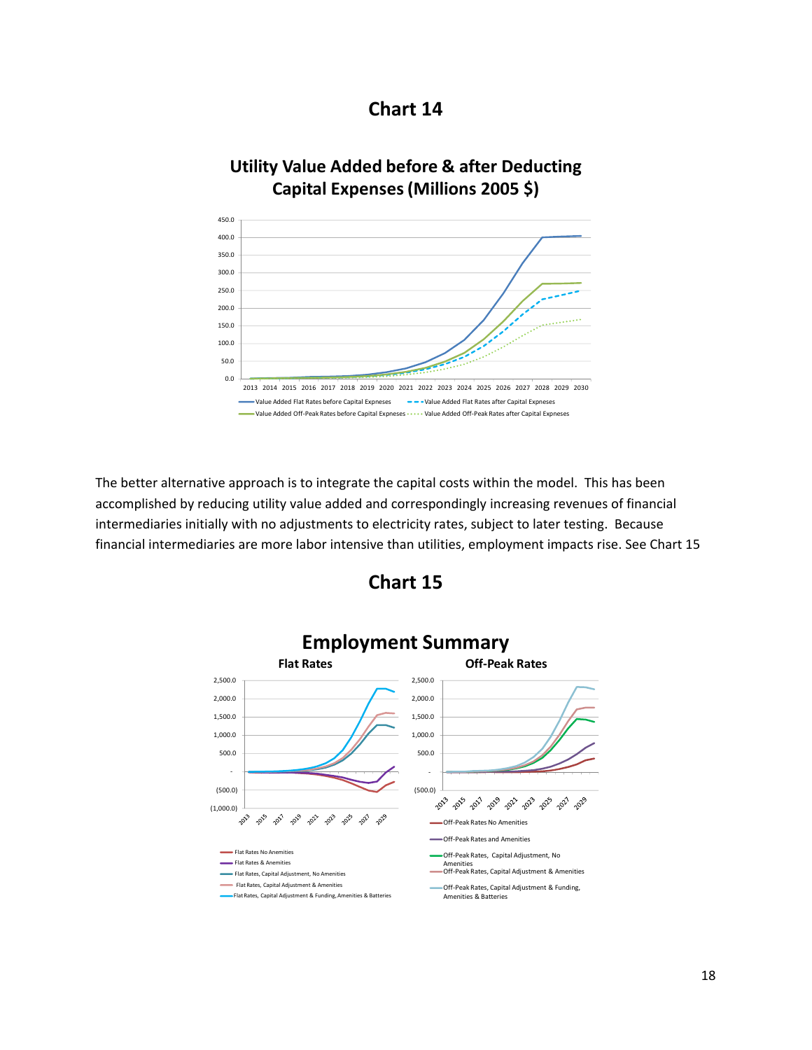## Chart 14

### Utility Value Added before & after Deducting Capital Expenses (Millions 2005 $)

- Value Added Flat Rates before Capital Expneses
- Value Added Flat Rates after Capital Expneses
- Value Added Off-Peak Rates before Capital Expneses
- Value Added Off-Peak Rates after Capital Expneses

The better alternative approach is to integrate the capital costs within the model. This has been accomplished by reducing utility value added and correspondingly increasing revenues of financial intermediaries initially with no adjustments to electricity rates, subject to later testing. Because financial intermediaries are more labor intensive than utilities, employment impacts rise. See Chart 15

## Chart 15

### Employment Summary

**Flat Rates**

- Flat Rates No Amenities
- Flat Rates & Anemities
- Flat Rates, Capital Adjustment, No Amenities
- Flat Rates, Capital Adjustment & Amenities
- Flat Rates, Capital Adjustment & Funding, Amenities & Batteries

**Off-Peak Rates**

- Off-Peak Rates No Amenities
- Off-Peak Rates and Amenities
- Off-Peak Rates, Capital Adjustment, No Amenities
- Off-Peak Rates, Capital Adjustment & Amenities
- Off-Peak Rates, Capital Adjustment & Funding, Amenities & Batteries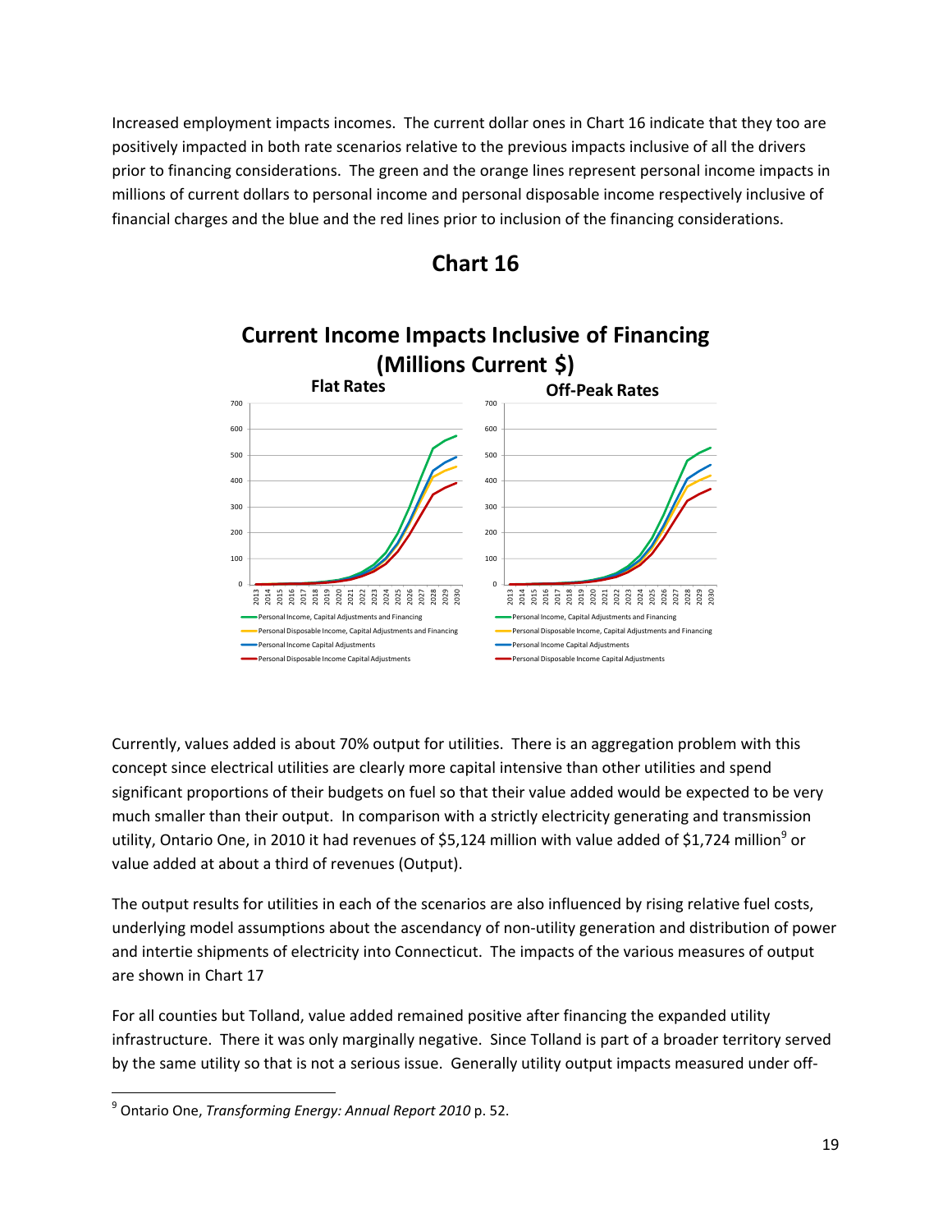Increased employment impacts incomes. The current dollar ones in Chart 16 indicate that they too are positively impacted in both rate scenarios relative to the previous impacts inclusive of all the drivers prior to financing considerations. The green and the orange lines represent personal income impacts in millions of current dollars to personal income and personal disposable income respectively inclusive of financial charges and the blue and the red lines prior to inclusion of the financing considerations.

## Chart 16

**Current Income Impacts Inclusive of Financing (Millions Current $)**

Currently, values added is about 70% output for utilities. There is an aggregation problem with this concept since electrical utilities are clearly more capital intensive than other utilities and spend significant proportions of their budgets on fuel so that their value added would be expected to be very much smaller than their output. In comparison with a strictly electricity generating and transmission utility, Ontario One, in 2010 it had revenues of $5,124 million with value added of $1,724 million[9] or value added at about a third of revenues (Output).

The output results for utilities in each of the scenarios are also influenced by rising relative fuel costs, underlying model assumptions about the ascendancy of non-utility generation and distribution of power and intertie shipments of electricity into Connecticut. The impacts of the various measures of output are shown in Chart 17

For all counties but Tolland, value added remained positive after financing the expanded utility infrastructure. There it was only marginally negative. Since Tolland is part of a broader territory served by the same utility so that is not a serious issue. Generally utility output impacts measured under off-

[9] Ontario One, *Transforming Energy: Annual Report 2010* p. 52.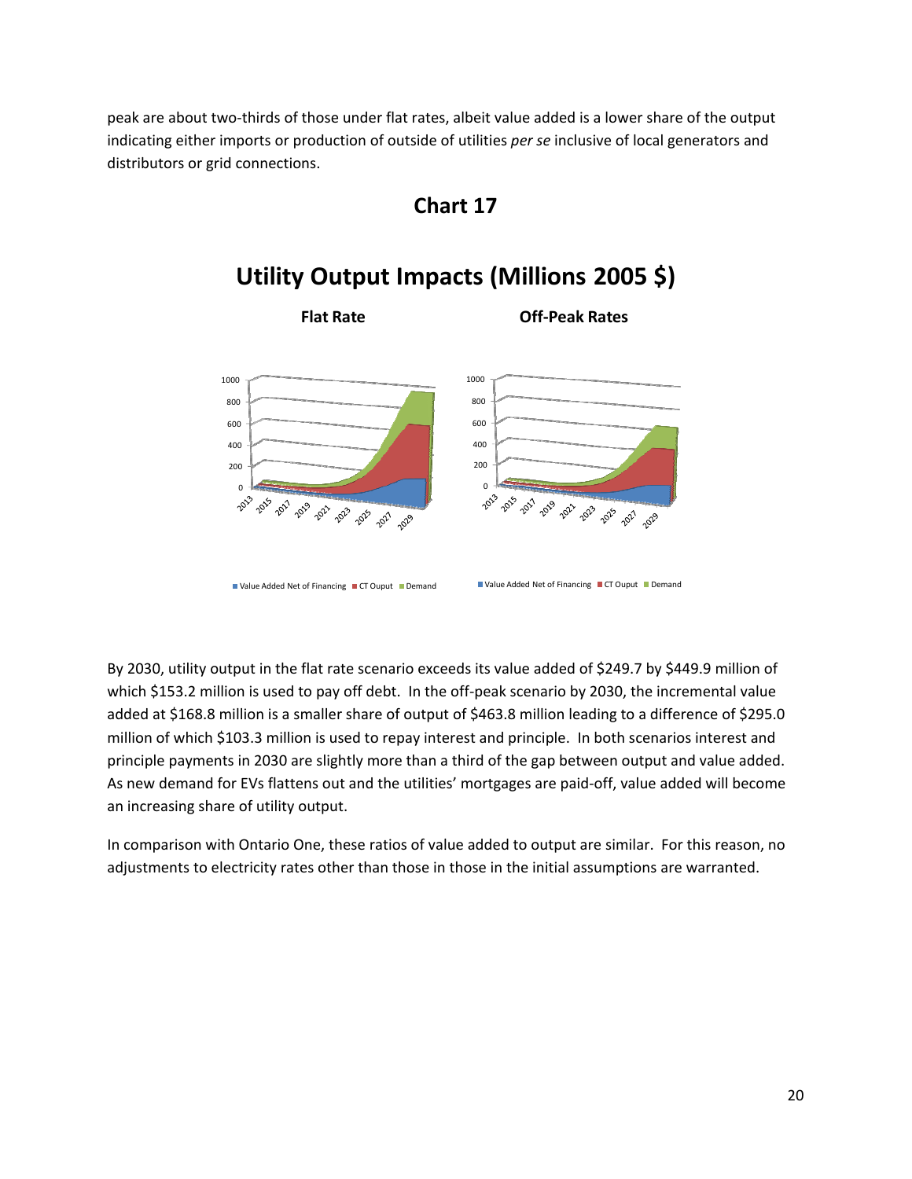peak are about two-thirds of those under flat rates, albeit value added is a lower share of the output indicating either imports or production of outside of utilities *per se* inclusive of local generators and distributors or grid connections.

## Chart 17

### Utility Output Impacts (Millions 2005 $)

**Flat Rate** **Off-Peak Rates**

By 2030, utility output in the flat rate scenario exceeds its value added of $249.7 by $449.9 million of which $153.2 million is used to pay off debt. In the off-peak scenario by 2030, the incremental value added at $168.8 million is a smaller share of output of $463.8 million leading to a difference of $295.0 million of which $103.3 million is used to repay interest and principle. In both scenarios interest and principle payments in 2030 are slightly more than a third of the gap between output and value added. As new demand for EVs flattens out and the utilities' mortgages are paid-off, value added will become an increasing share of utility output.

In comparison with Ontario One, these ratios of value added to output are similar. For this reason, no adjustments to electricity rates other than those in those in the initial assumptions are warranted.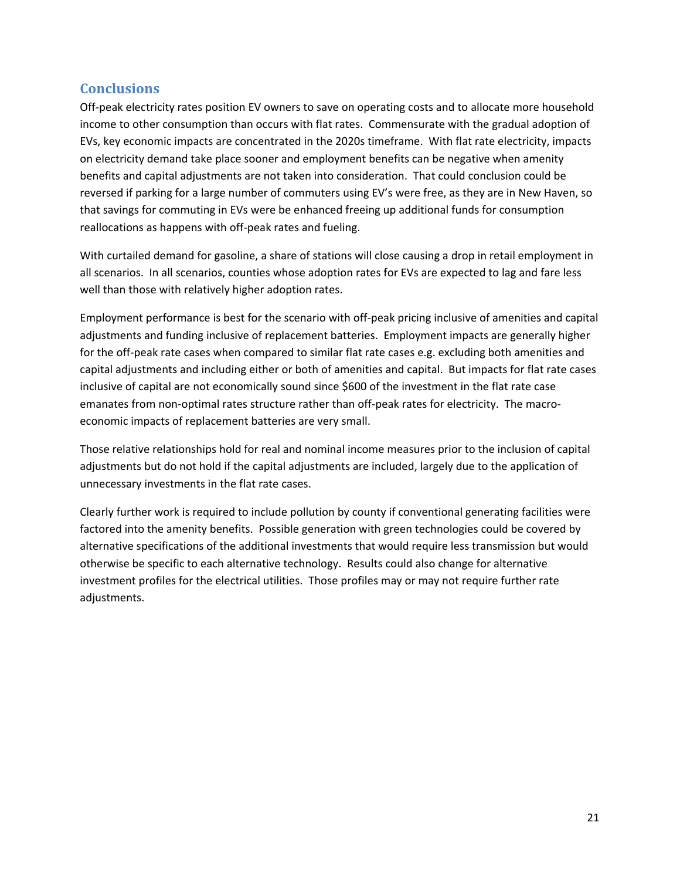## Conclusions

Off-peak electricity rates position EV owners to save on operating costs and to allocate more household income to other consumption than occurs with flat rates. Commensurate with the gradual adoption of EVs, key economic impacts are concentrated in the 2020s timeframe. With flat rate electricity, impacts on electricity demand take place sooner and employment benefits can be negative when amenity benefits and capital adjustments are not taken into consideration. That could conclusion could be reversed if parking for a large number of commuters using EV's were free, as they are in New Haven, so that savings for commuting in EVs were be enhanced freeing up additional funds for consumption reallocations as happens with off-peak rates and fueling.

With curtailed demand for gasoline, a share of stations will close causing a drop in retail employment in all scenarios. In all scenarios, counties whose adoption rates for EVs are expected to lag and fare less well than those with relatively higher adoption rates.

Employment performance is best for the scenario with off-peak pricing inclusive of amenities and capital adjustments and funding inclusive of replacement batteries. Employment impacts are generally higher for the off-peak rate cases when compared to similar flat rate cases e.g. excluding both amenities and capital adjustments and including either or both of amenities and capital. But impacts for flat rate cases inclusive of capital are not economically sound since $600 of the investment in the flat rate case emanates from non-optimal rates structure rather than off-peak rates for electricity. The macro-economic impacts of replacement batteries are very small.

Those relative relationships hold for real and nominal income measures prior to the inclusion of capital adjustments but do not hold if the capital adjustments are included, largely due to the application of unnecessary investments in the flat rate cases.

Clearly further work is required to include pollution by county if conventional generating facilities were factored into the amenity benefits. Possible generation with green technologies could be covered by alternative specifications of the additional investments that would require less transmission but would otherwise be specific to each alternative technology. Results could also change for alternative investment profiles for the electrical utilities. Those profiles may or may not require further rate adjustments.